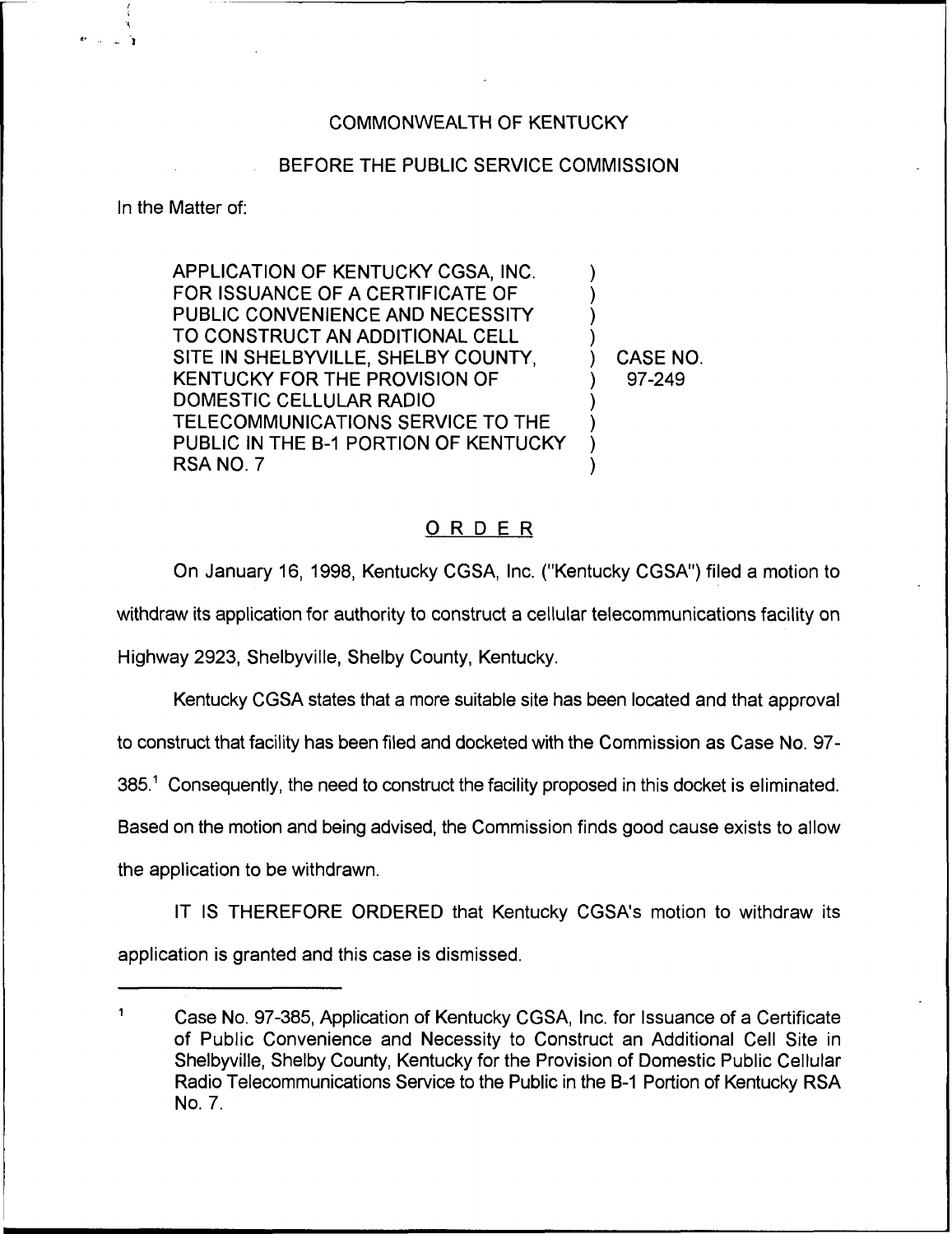COMMONWEALTH OF KENTUCKY

BEFORE THE PUBLIC SERVICE COMMISSION

In the Matter of:

| | |
|---|---|
| APPLICATION OF KENTUCKY CGSA, INC. FOR ISSUANCE OF A CERTIFICATE OF PUBLIC CONVENIENCE AND NECESSITY TO CONSTRUCT AN ADDITIONAL CELL SITE IN SHELBYVILLE, SHELBY COUNTY, KENTUCKY FOR THE PROVISION OF DOMESTIC CELLULAR RADIO TELECOMMUNICATIONS SERVICE TO THE PUBLIC IN THE B-1 PORTION OF KENTUCKY RSA NO. 7 | CASE NO. 97-249 |

## ORDER

On January 16, 1998, Kentucky CGSA, Inc. ("Kentucky CGSA") filed a motion to withdraw its application for authority to construct a cellular telecommunications facility on Highway 2923, Shelbyville, Shelby County, Kentucky.

Kentucky CGSA states that a more suitable site has been located and that approval to construct that facility has been filed and docketed with the Commission as Case No. 97-385.[1] Consequently, the need to construct the facility proposed in this docket is eliminated. Based on the motion and being advised, the Commission finds good cause exists to allow the application to be withdrawn.

IT IS THEREFORE ORDERED that Kentucky CGSA's motion to withdraw its application is granted and this case is dismissed.

---

[1] Case No. 97-385, Application of Kentucky CGSA, Inc. for Issuance of a Certificate of Public Convenience and Necessity to Construct an Additional Cell Site in Shelbyville, Shelby County, Kentucky for the Provision of Domestic Public Cellular Radio Telecommunications Service to the Public in the B-1 Portion of Kentucky RSA No. 7.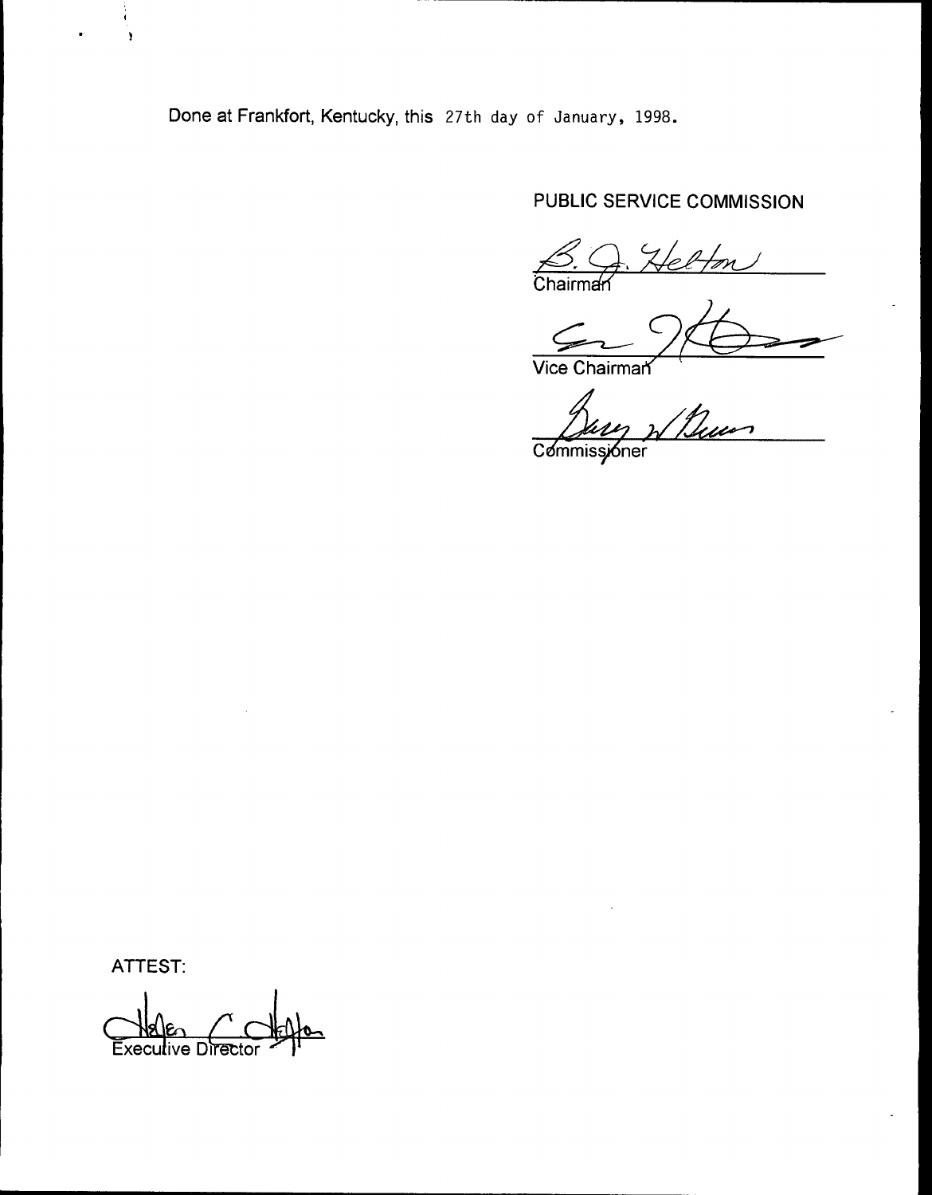Done at Frankfort, Kentucky, this 27th day of January, 1998.

PUBLIC SERVICE COMMISSION

B. J. Helton
Chairman

Vice Chairman

Commissioner

ATTEST:

Executive Director